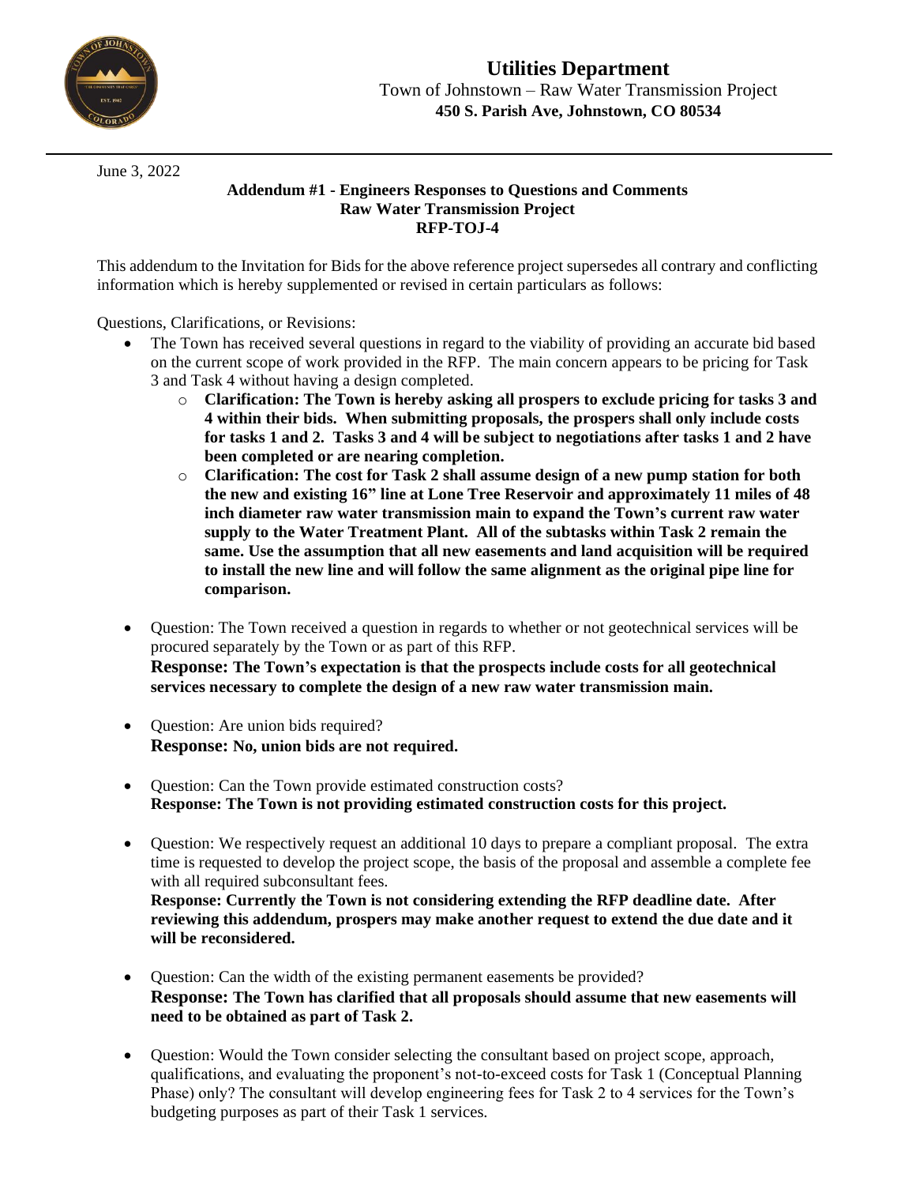# Utilities Department

Town of Johnstown – Raw Water Transmission Project
**450 S. Parish Ave, Johnstown, CO 80534**

June 3, 2022

**Addendum #1 - Engineers Responses to Questions and Comments**
**Raw Water Transmission Project**
**RFP-TOJ-4**

This addendum to the Invitation for Bids for the above reference project supersedes all contrary and conflicting information which is hereby supplemented or revised in certain particulars as follows:

Questions, Clarifications, or Revisions:

- The Town has received several questions in regard to the viability of providing an accurate bid based on the current scope of work provided in the RFP. The main concern appears to be pricing for Task 3 and Task 4 without having a design completed.
  - **Clarification: The Town is hereby asking all prospers to exclude pricing for tasks 3 and 4 within their bids. When submitting proposals, the prospers shall only include costs for tasks 1 and 2. Tasks 3 and 4 will be subject to negotiations after tasks 1 and 2 have been completed or are nearing completion.**
  - **Clarification: The cost for Task 2 shall assume design of a new pump station for both the new and existing 16" line at Lone Tree Reservoir and approximately 11 miles of 48 inch diameter raw water transmission main to expand the Town's current raw water supply to the Water Treatment Plant. All of the subtasks within Task 2 remain the same. Use the assumption that all new easements and land acquisition will be required to install the new line and will follow the same alignment as the original pipe line for comparison.**

- Question: The Town received a question in regards to whether or not geotechnical services will be procured separately by the Town or as part of this RFP.
  **Response: The Town's expectation is that the prospects include costs for all geotechnical services necessary to complete the design of a new raw water transmission main.**

- Question: Are union bids required?
  **Response: No, union bids are not required.**

- Question: Can the Town provide estimated construction costs?
  **Response: The Town is not providing estimated construction costs for this project.**

- Question: We respectively request an additional 10 days to prepare a compliant proposal. The extra time is requested to develop the project scope, the basis of the proposal and assemble a complete fee with all required subconsultant fees.
  **Response: Currently the Town is not considering extending the RFP deadline date. After reviewing this addendum, prospers may make another request to extend the due date and it will be reconsidered.**

- Question: Can the width of the existing permanent easements be provided?
  **Response: The Town has clarified that all proposals should assume that new easements will need to be obtained as part of Task 2.**

- Question: Would the Town consider selecting the consultant based on project scope, approach, qualifications, and evaluating the proponent's not-to-exceed costs for Task 1 (Conceptual Planning Phase) only? The consultant will develop engineering fees for Task 2 to 4 services for the Town's budgeting purposes as part of their Task 1 services.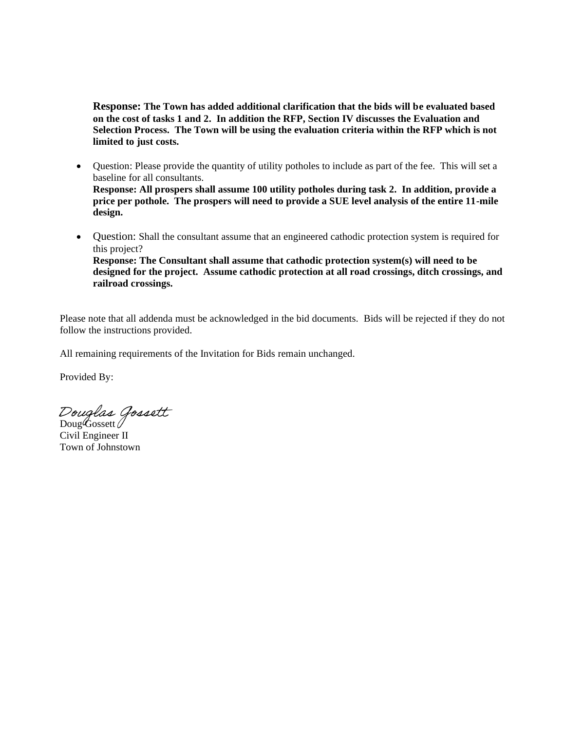**Response: The Town has added additional clarification that the bids will be evaluated based on the cost of tasks 1 and 2. In addition the RFP, Section IV discusses the Evaluation and Selection Process. The Town will be using the evaluation criteria within the RFP which is not limited to just costs.**

- Question: Please provide the quantity of utility potholes to include as part of the fee. This will set a baseline for all consultants.
  **Response: All prospers shall assume 100 utility potholes during task 2. In addition, provide a price per pothole. The prospers will need to provide a SUE level analysis of the entire 11-mile design.**

- Question: Shall the consultant assume that an engineered cathodic protection system is required for this project?
  **Response: The Consultant shall assume that cathodic protection system(s) will need to be designed for the project. Assume cathodic protection at all road crossings, ditch crossings, and railroad crossings.**

Please note that all addenda must be acknowledged in the bid documents. Bids will be rejected if they do not follow the instructions provided.

All remaining requirements of the Invitation for Bids remain unchanged.

Provided By:

*Douglas Gossett*
Doug Gossett
Civil Engineer II
Town of Johnstown